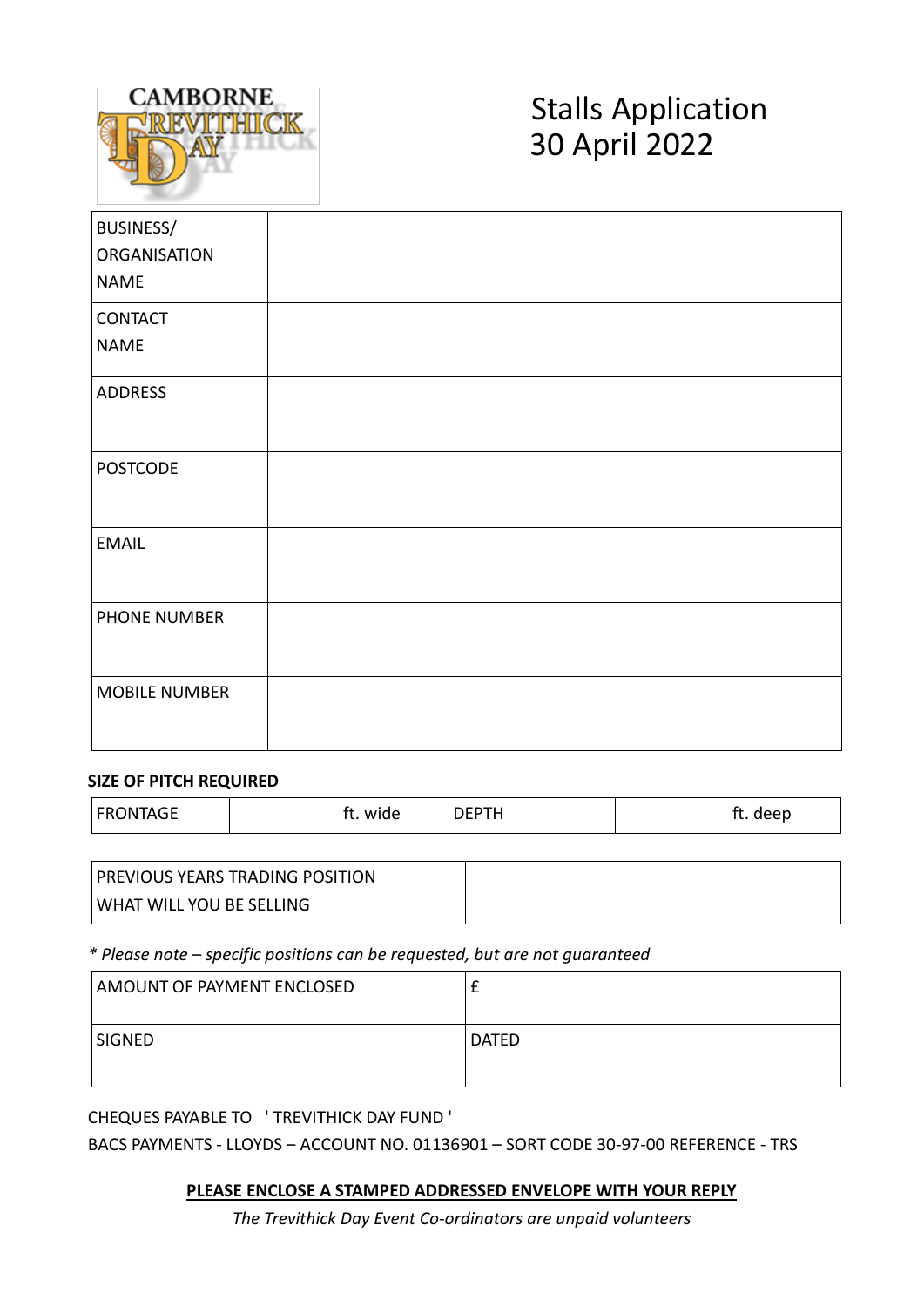CAMBORNE TREVITHICK DAY

# Stalls Application
# 30 April 2022

| BUSINESS/ ORGANISATION NAME | |
|---|---|
| CONTACT NAME | |
| ADDRESS | |
| POSTCODE | |
| EMAIL | |
| PHONE NUMBER | |
| MOBILE NUMBER | |

**SIZE OF PITCH REQUIRED**

| FRONTAGE | ft. wide | DEPTH | ft. deep |
|---|---|---|---|

| PREVIOUS YEARS TRADING POSITION WHAT WILL YOU BE SELLING | |
|---|---|

*\* Please note – specific positions can be requested, but are not guaranteed*

| AMOUNT OF PAYMENT ENCLOSED | £ |
|---|---|
| SIGNED | DATED |

CHEQUES PAYABLE TO ' TREVITHICK DAY FUND '

BACS PAYMENTS - LLOYDS – ACCOUNT NO. 01136901 – SORT CODE 30-97-00 REFERENCE - TRS

**PLEASE ENCLOSE A STAMPED ADDRESSED ENVELOPE WITH YOUR REPLY**

*The Trevithick Day Event Co-ordinators are unpaid volunteers*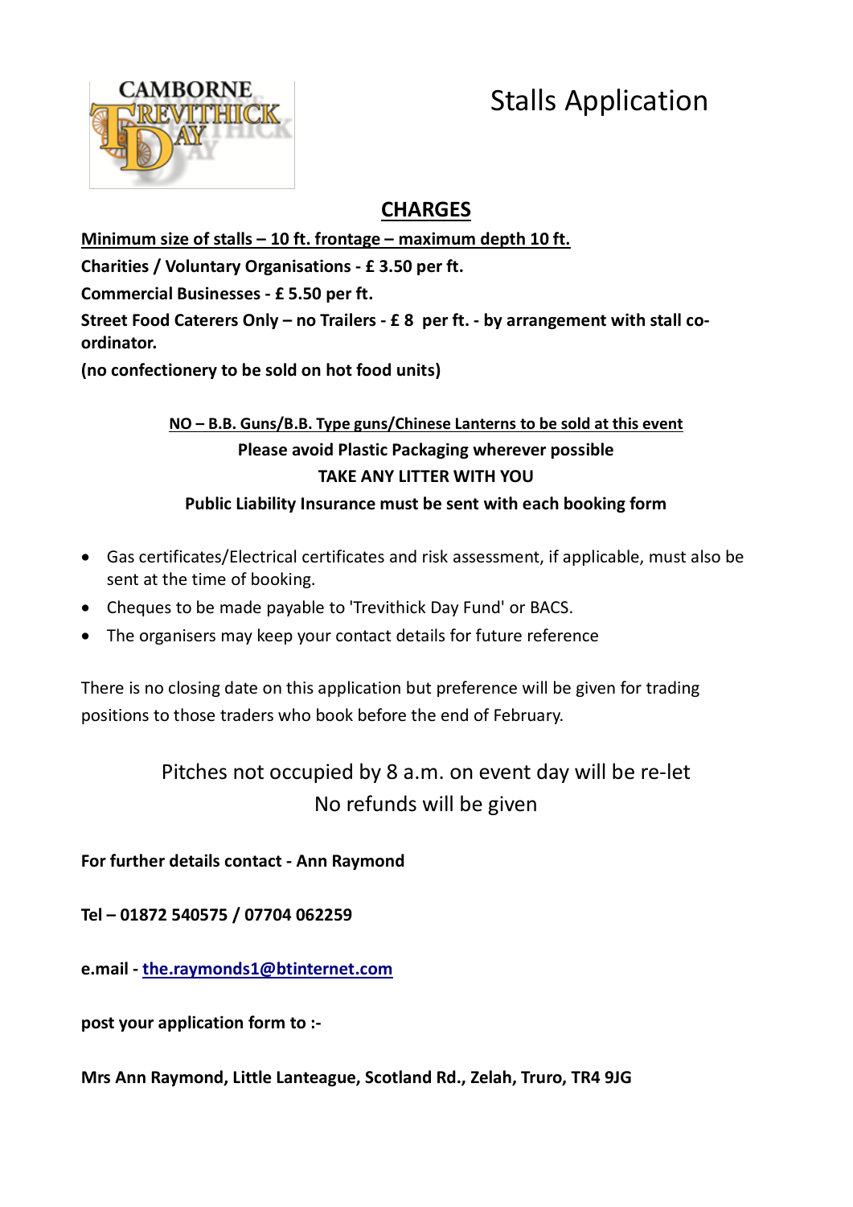# Stalls Application

## CHARGES

**Minimum size of stalls – 10 ft. frontage – maximum depth 10 ft.**

**Charities / Voluntary Organisations - £ 3.50 per ft.**

**Commercial Businesses - £ 5.50 per ft.**

**Street Food Caterers Only – no Trailers - £ 8 per ft. - by arrangement with stall co-ordinator.**

**(no confectionery to be sold on hot food units)**

**NO – B.B. Guns/B.B. Type guns/Chinese Lanterns to be sold at this event**

**Please avoid Plastic Packaging wherever possible**

**TAKE ANY LITTER WITH YOU**

**Public Liability Insurance must be sent with each booking form**

- Gas certificates/Electrical certificates and risk assessment, if applicable, must also be sent at the time of booking.
- Cheques to be made payable to 'Trevithick Day Fund' or BACS.
- The organisers may keep your contact details for future reference

There is no closing date on this application but preference will be given for trading positions to those traders who book before the end of February.

Pitches not occupied by 8 a.m. on event day will be re-let

No refunds will be given

**For further details contact - Ann Raymond**

**Tel – 01872 540575 / 07704 062259**

**e.mail - the.raymonds1@btinternet.com**

**post your application form to :-**

**Mrs Ann Raymond, Little Lanteague, Scotland Rd., Zelah, Truro, TR4 9JG**